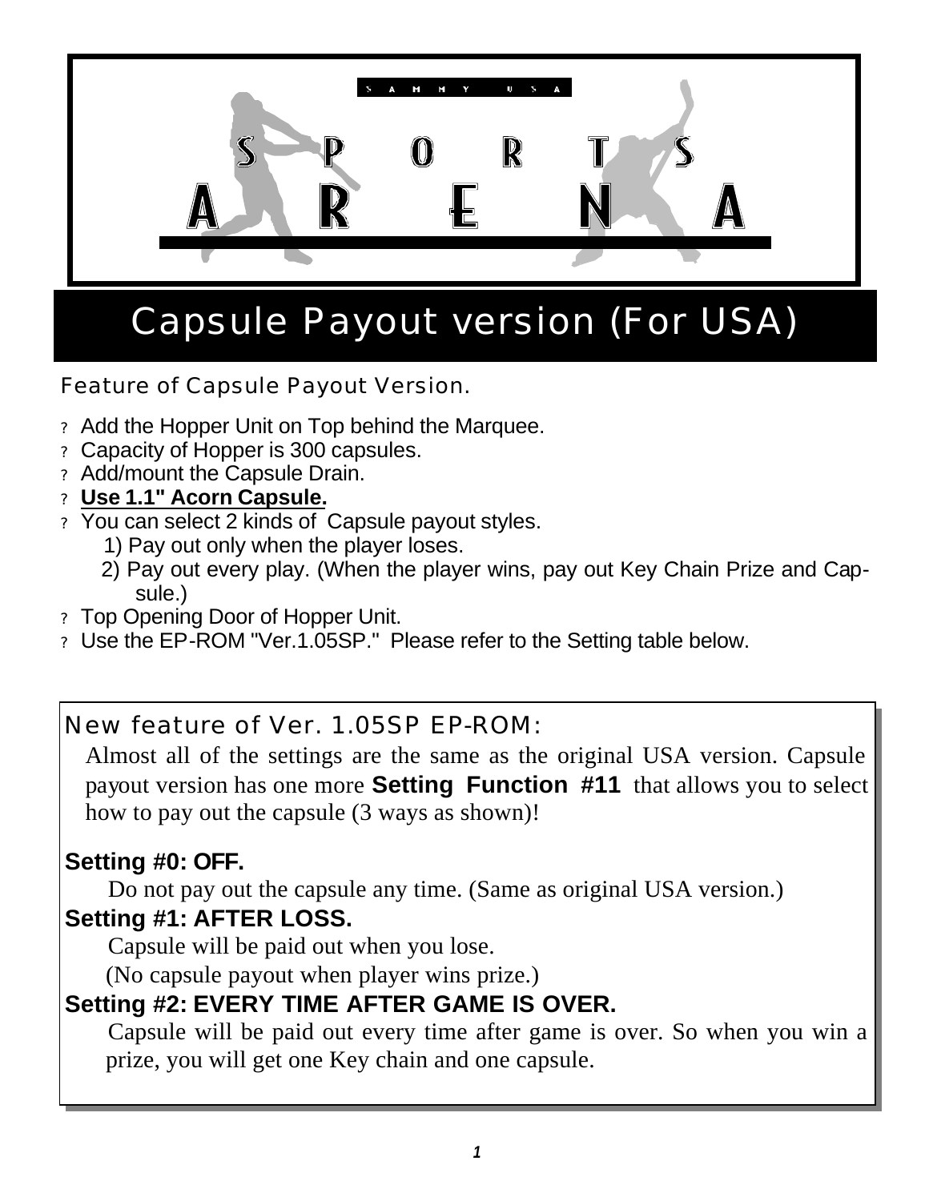SAMMY USA

# SPORTS ARENA

## Capsule Payout version (For USA)

### Feature of Capsule Payout Version.

- Add the Hopper Unit on Top behind the Marquee.
- Capacity of Hopper is 300 capsules.
- Add/mount the Capsule Drain.
- **Use 1.1" Acorn Capsule.**
- You can select 2 kinds of Capsule payout styles.
  1) Pay out only when the player loses.
  2) Pay out every play. (When the player wins, pay out Key Chain Prize and Capsule.)
- Top Opening Door of Hopper Unit.
- Use the EP-ROM "Ver.1.05SP." Please refer to the Setting table below.

### New feature of Ver. 1.05SP EP-ROM:

Almost all of the settings are the same as the original USA version. Capsule payout version has one more **Setting Function #11** that allows you to select how to pay out the capsule (3 ways as shown)!

**Setting #0: OFF.**

Do not pay out the capsule any time. (Same as original USA version.)

**Setting #1: AFTER LOSS.**

Capsule will be paid out when you lose.
(No capsule payout when player wins prize.)

**Setting #2: EVERY TIME AFTER GAME IS OVER.**

Capsule will be paid out every time after game is over. So when you win a prize, you will get one Key chain and one capsule.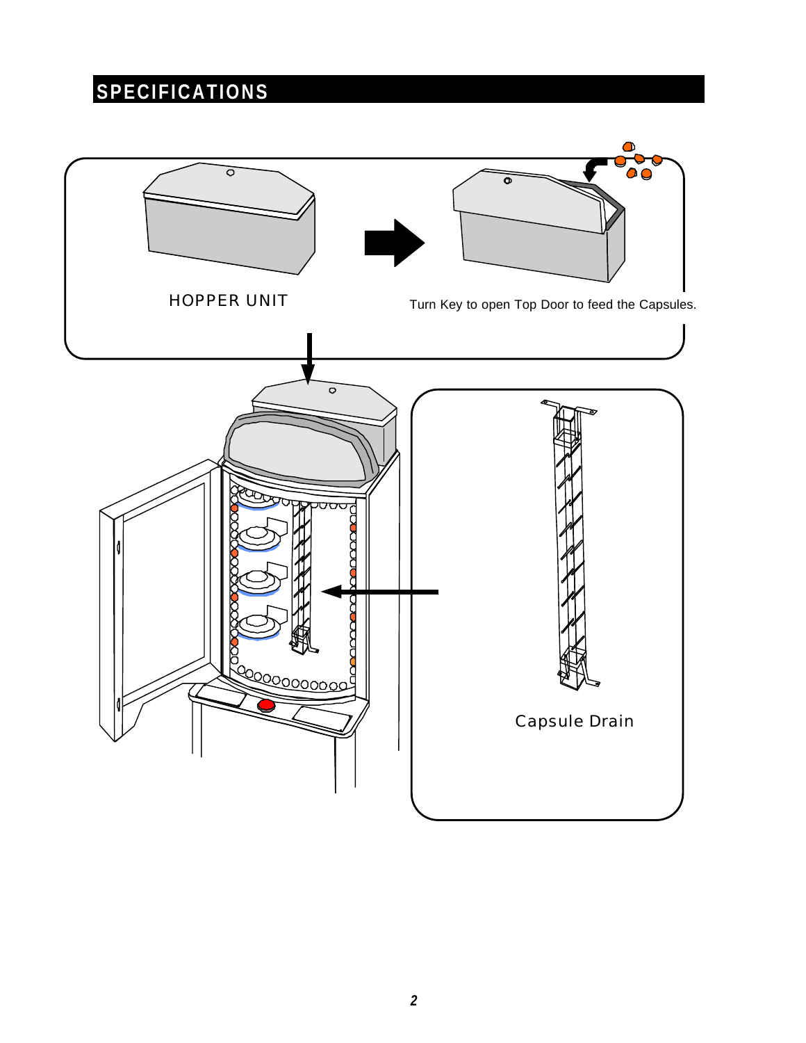# SPECIFICATIONS

HOPPER UNIT

Turn Key to open Top Door to feed the Capsules.

Capsule Drain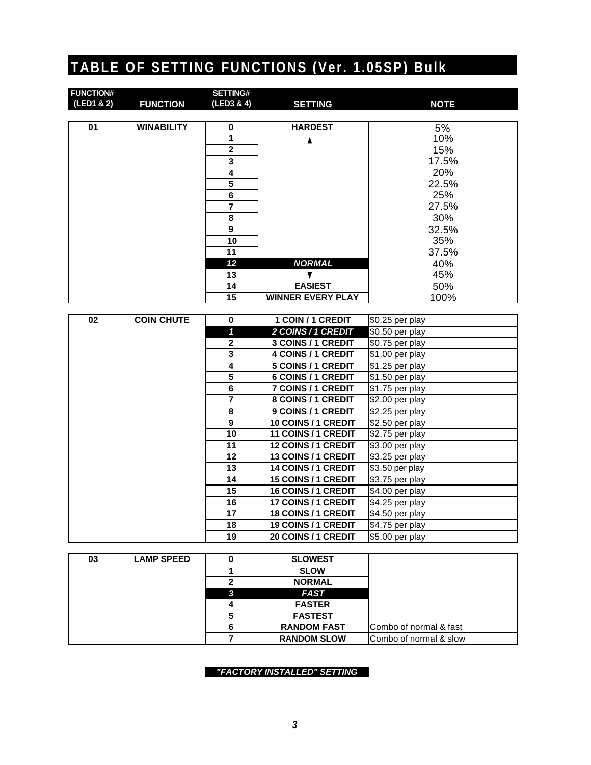# TABLE OF SETTING FUNCTIONS (Ver. 1.05SP) Bulk

| FUNCTION# (LED1 & 2) | FUNCTION | SETTING# (LED3 & 4) | SETTING | NOTE |
|---|---|---|---|---|
| 01 | WINABILITY | 0 | HARDEST | 5% |
| | | 1 | ↑ | 10% |
| | | 2 | | 15% |
| | | 3 | | 17.5% |
| | | 4 | | 20% |
| | | 5 | | 22.5% |
| | | 6 | | 25% |
| | | 7 | | 27.5% |
| | | 8 | | 30% |
| | | 9 | | 32.5% |
| | | 10 | | 35% |
| | | 11 | | 37.5% |
| | | ***12*** | ***NORMAL*** | 40% |
| | | 13 | ↓ | 45% |
| | | 14 | EASIEST | 50% |
| | | 15 | WINNER EVERY PLAY | 100% |
| 02 | COIN CHUTE | 0 | 1 COIN / 1 CREDIT | $0.25 per play |
| | | ***1*** | ***2 COINS / 1 CREDIT*** | $0.50 per play |
| | | 2 | 3 COINS / 1 CREDIT | $0.75 per play |
| | | 3 | 4 COINS / 1 CREDIT | $1.00 per play |
| | | 4 | 5 COINS / 1 CREDIT | $1.25 per play |
| | | 5 | 6 COINS / 1 CREDIT | $1.50 per play |
| | | 6 | 7 COINS / 1 CREDIT | $1.75 per play |
| | | 7 | 8 COINS / 1 CREDIT | $2.00 per play |
| | | 8 | 9 COINS / 1 CREDIT | $2.25 per play |
| | | 9 | 10 COINS / 1 CREDIT | $2.50 per play |
| | | 10 | 11 COINS / 1 CREDIT | $2.75 per play |
| | | 11 | 12 COINS / 1 CREDIT | $3.00 per play |
| | | 12 | 13 COINS / 1 CREDIT | $3.25 per play |
| | | 13 | 14 COINS / 1 CREDIT | $3.50 per play |
| | | 14 | 15 COINS / 1 CREDIT | $3.75 per play |
| | | 15 | 16 COINS / 1 CREDIT | $4.00 per play |
| | | 16 | 17 COINS / 1 CREDIT | $4.25 per play |
| | | 17 | 18 COINS / 1 CREDIT | $4.50 per play |
| | | 18 | 19 COINS / 1 CREDIT | $4.75 per play |
| | | 19 | 20 COINS / 1 CREDIT | $5.00 per play |
| 03 | LAMP SPEED | 0 | SLOWEST | |
| | | 1 | SLOW | |
| | | 2 | NORMAL | |
| | | ***3*** | ***FAST*** | |
| | | 4 | FASTER | |
| | | 5 | FASTEST | |
| | | 6 | RANDOM FAST | Combo of normal & fast |
| | | 7 | RANDOM SLOW | Combo of normal & slow |

***"FACTORY INSTALLED" SETTING***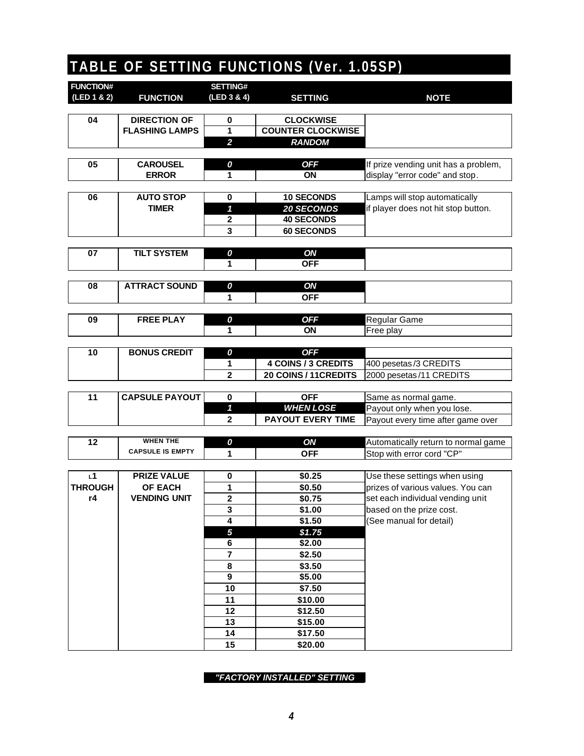# TABLE OF SETTING FUNCTIONS (Ver. 1.05SP)

| FUNCTION# (LED 1 & 2) | FUNCTION | SETTING# (LED 3 & 4) | SETTING | NOTE |
|---|---|---|---|---|
| 04 | DIRECTION OF FLASHING LAMPS | 0 | CLOCKWISE | |
| | | 1 | COUNTER CLOCKWISE | |
| | | ***2*** | ***RANDOM*** | |
| 05 | CAROUSEL ERROR | ***0*** | ***OFF*** | If prize vending unit has a problem, |
| | | 1 | ON | display "error code" and stop. |
| 06 | AUTO STOP TIMER | 0 | 10 SECONDS | Lamps will stop automatically |
| | | ***1*** | ***20 SECONDS*** | if player does not hit stop button. |
| | | 2 | 40 SECONDS | |
| | | 3 | 60 SECONDS | |
| 07 | TILT SYSTEM | ***0*** | ***ON*** | |
| | | 1 | OFF | |
| 08 | ATTRACT SOUND | ***0*** | ***ON*** | |
| | | 1 | OFF | |
| 09 | FREE PLAY | ***0*** | ***OFF*** | Regular Game |
| | | 1 | ON | Free play |
| 10 | BONUS CREDIT | ***0*** | ***OFF*** | |
| | | 1 | 4 COINS / 3 CREDITS | 400 pesetas /3 CREDITS |
| | | 2 | 20 COINS / 11CREDITS | 2000 pesetas /11 CREDITS |
| 11 | CAPSULE PAYOUT | 0 | OFF | Same as normal game. |
| | | ***1*** | ***WHEN LOSE*** | Payout only when you lose. |
| | | 2 | PAYOUT EVERY TIME | Payout every time after game over |
| 12 | WHEN THE CAPSULE IS EMPTY | ***0*** | ***ON*** | Automatically return to normal game |
| | | 1 | OFF | Stop with error cord "CP" |
| L1 THROUGH r4 | PRIZE VALUE OF EACH VENDING UNIT | 0 | $0.25 | Use these settings when using |
| | | 1 | $0.50 | prizes of various values. You can |
| | | 2 | $0.75 | set each individual vending unit |
| | | 3 | $1.00 | based on the prize cost. |
| | | 4 | $1.50 | (See manual for detail) |
| | | ***5*** | ***$1.75*** | |
| | | 6 | $2.00 | |
| | | 7 | $2.50 | |
| | | 8 | $3.50 | |
| | | 9 | $5.00 | |
| | | 10 | $7.50 | |
| | | 11 | $10.00 | |
| | | 12 | $12.50 | |
| | | 13 | $15.00 | |
| | | 14 | $17.50 | |
| | | 15 | $20.00 | |

***"FACTORY INSTALLED" SETTING***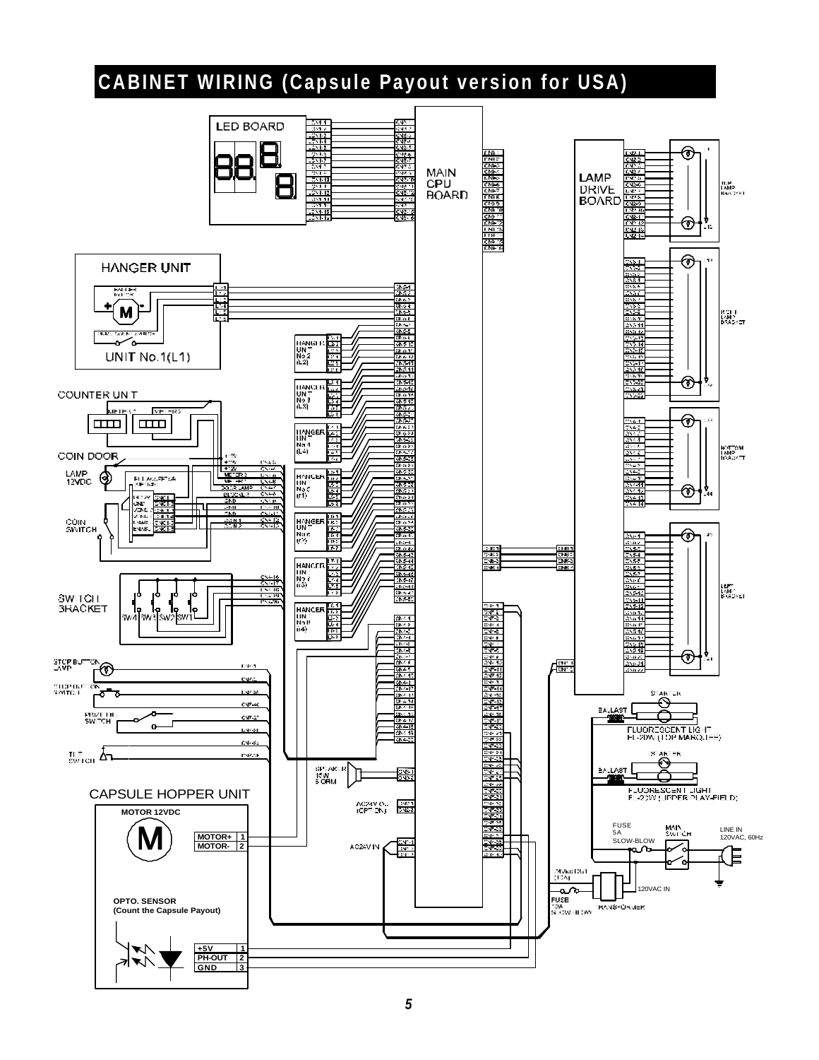# CABINET WIRING (Capsule Payout version for USA)

LED BOARD

MAIN CPU BOARD

LAMP DRIVE BOARD

TOP LAMP BRACKET

RIGHT LAMP BRACKET

BOTTOM LAMP BRACKET

LEFT LAMP BRACKET

HANGER UNIT

UNIT No.1(L1)

HANGER UNIT No.2 (L2)

HANGER UNIT No.3 (L3)

HANGER UNIT No.4 (L4)

HANGER UNIT No.5 (r1)

HANGER UNIT No.6 (r2)

HANGER UNIT No.7 (r3)

HANGER UNIT No.8 (r4)

COUNTER UNIT

METER 1

METER 2

COIN DOOR

LAMP 12VDC

BILL ACCEPTOR

COIN SWITCH

SWITCH BRACKET

SW4 SW3 SW2 SW1

STOP BUTTON LAMP

STOP BUTTON SWITCH

PRIZE OUT SWITCH

TILT SWITCH

SPEAKER 15W 8 OHM

AC24V OUT (OPTION)

AC24V IN

STARTER

BALLAST

FLUORESCENT LIGHT FL-20W (TOP MARQUEE)

FLUORESCENT LIGHT FL-20W (UPPER PLAY-FIELD)

FUSE 5A SLOW-BLOW

MAIN SWITCH

LINE IN 120VAC, 60Hz

24VacOUT (10A)

FUSE 10A SLOW-BLOW

TRANSFORMER

120VAC IN

CAPSULE HOPPER UNIT

MOTOR 12VDC

| | |
|---|---|
| MOTOR+ | 1 |
| MOTOR- | 2 |

OPTO. SENSOR (Count the Capsule Payout)

| | |
|---|---|
| +5V | 1 |
| PH-OUT | 2 |
| GND | 3 |